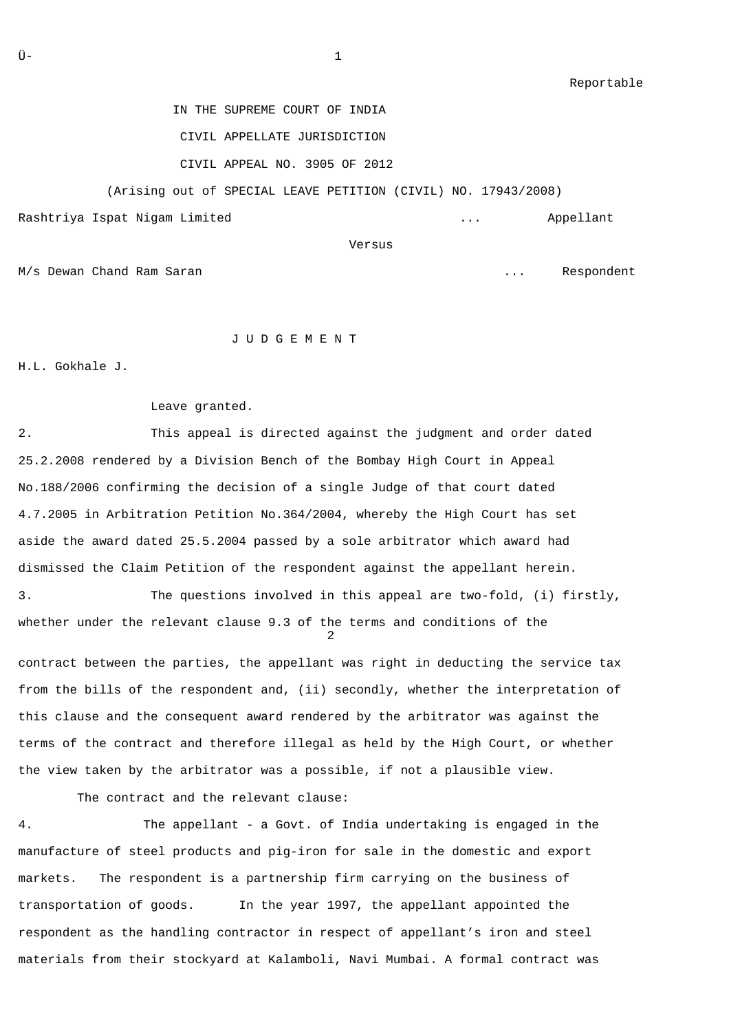Reportable

IN THE SUPREME COURT OF INDIA

CIVIL APPELLATE JURISDICTION

CIVIL APPEAL NO. 3905 OF 2012

(Arising out of SPECIAL LEAVE PETITION (CIVIL) NO. 17943/2008)

Rashtriya Ispat Nigam Limited ... Appellant

Versus

M/s Dewan Chand Ram Saran ... Respondent

# J U D G E M E N T

H.L. Gokhale J.

Leave granted.

2. This appeal is directed against the judgment and order dated 25.2.2008 rendered by a Division Bench of the Bombay High Court in Appeal No.188/2006 confirming the decision of a single Judge of that court dated 4.7.2005 in Arbitration Petition No.364/2004, whereby the High Court has set aside the award dated 25.5.2004 passed by a sole arbitrator which award had dismissed the Claim Petition of the respondent against the appellant herein.

3. The questions involved in this appeal are two-fold, (i) firstly, whether under the relevant clause 9.3 of the terms and conditions of the contract between the parties, the appellant was right in deducting the service tax from the bills of the respondent and, (ii) secondly, whether the interpretation of this clause and the consequent award rendered by the arbitrator was against the terms of the contract and therefore illegal as held by the High Court, or whether the view taken by the arbitrator was a possible, if not a plausible view.

The contract and the relevant clause:

4. The appellant - a Govt. of India undertaking is engaged in the manufacture of steel products and pig-iron for sale in the domestic and export markets. The respondent is a partnership firm carrying on the business of transportation of goods. In the year 1997, the appellant appointed the respondent as the handling contractor in respect of appellant's iron and steel materials from their stockyard at Kalamboli, Navi Mumbai. A formal contract was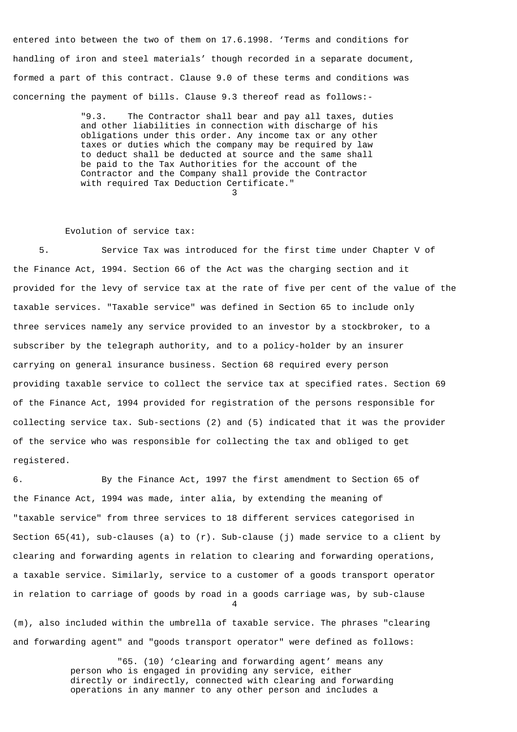entered into between the two of them on 17.6.1998. 'Terms and conditions for handling of iron and steel materials' though recorded in a separate document, formed a part of this contract. Clause 9.0 of these terms and conditions was concerning the payment of bills. Clause 9.3 thereof read as follows:-

> "9.3. The Contractor shall bear and pay all taxes, duties and other liabilities in connection with discharge of his obligations under this order. Any income tax or any other taxes or duties which the company may be required by law to deduct shall be deducted at source and the same shall be paid to the Tax Authorities for the account of the Contractor and the Company shall provide the Contractor with required Tax Deduction Certificate."

Evolution of service tax:

5. Service Tax was introduced for the first time under Chapter V of the Finance Act, 1994. Section 66 of the Act was the charging section and it provided for the levy of service tax at the rate of five per cent of the value of the taxable services. "Taxable service" was defined in Section 65 to include only three services namely any service provided to an investor by a stockbroker, to a subscriber by the telegraph authority, and to a policy-holder by an insurer carrying on general insurance business. Section 68 required every person providing taxable service to collect the service tax at specified rates. Section 69 of the Finance Act, 1994 provided for registration of the persons responsible for collecting service tax. Sub-sections (2) and (5) indicated that it was the provider of the service who was responsible for collecting the tax and obliged to get registered.

6. By the Finance Act, 1997 the first amendment to Section 65 of the Finance Act, 1994 was made, inter alia, by extending the meaning of "taxable service" from three services to 18 different services categorised in Section 65(41), sub-clauses (a) to (r). Sub-clause (j) made service to a client by clearing and forwarding agents in relation to clearing and forwarding operations, a taxable service. Similarly, service to a customer of a goods transport operator in relation to carriage of goods by road in a goods carriage was, by sub-clause (m), also included within the umbrella of taxable service. The phrases "clearing and forwarding agent" and "goods transport operator" were defined as follows:

> "65. (10) 'clearing and forwarding agent' means any person who is engaged in providing any service, either directly or indirectly, connected with clearing and forwarding operations in any manner to any other person and includes a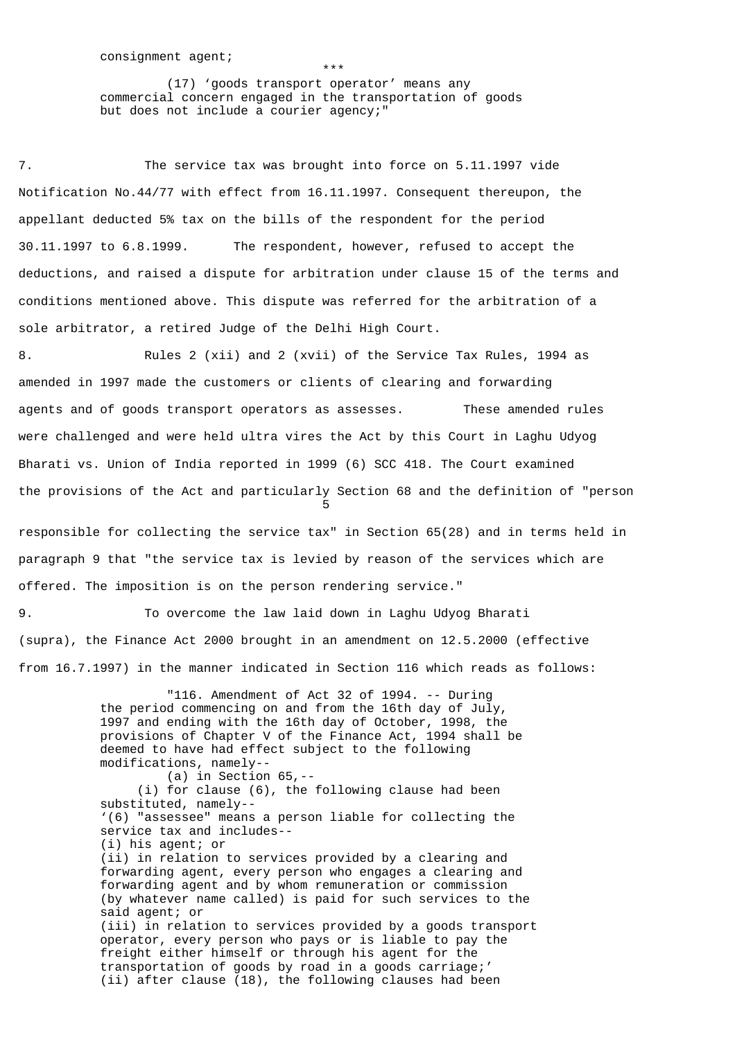consignment agent;

\*\*\*

(17) 'goods transport operator' means any commercial concern engaged in the transportation of goods but does not include a courier agency;"

7. The service tax was brought into force on 5.11.1997 vide Notification No.44/77 with effect from 16.11.1997. Consequent thereupon, the appellant deducted 5% tax on the bills of the respondent for the period 30.11.1997 to 6.8.1999. The respondent, however, refused to accept the deductions, and raised a dispute for arbitration under clause 15 of the terms and conditions mentioned above. This dispute was referred for the arbitration of a sole arbitrator, a retired Judge of the Delhi High Court.

8. Rules 2 (xii) and 2 (xvii) of the Service Tax Rules, 1994 as amended in 1997 made the customers or clients of clearing and forwarding agents and of goods transport operators as assesses. These amended rules were challenged and were held ultra vires the Act by this Court in Laghu Udyog Bharati vs. Union of India reported in 1999 (6) SCC 418. The Court examined the provisions of the Act and particularly Section 68 and the definition of "person responsible for collecting the service tax" in Section 65(28) and in terms held in paragraph 9 that "the service tax is levied by reason of the services which are offered. The imposition is on the person rendering service."

9. To overcome the law laid down in Laghu Udyog Bharati (supra), the Finance Act 2000 brought in an amendment on 12.5.2000 (effective from 16.7.1997) in the manner indicated in Section 116 which reads as follows:

"116. Amendment of Act 32 of 1994. -- During the period commencing on and from the 16th day of July, 1997 and ending with the 16th day of October, 1998, the provisions of Chapter V of the Finance Act, 1994 shall be deemed to have had effect subject to the following modifications, namely--

(a) in Section 65,--

(i) for clause (6), the following clause had been substituted, namely--

'(6) "assessee" means a person liable for collecting the service tax and includes--

(i) his agent; or

(ii) in relation to services provided by a clearing and forwarding agent, every person who engages a clearing and forwarding agent and by whom remuneration or commission (by whatever name called) is paid for such services to the said agent; or

(iii) in relation to services provided by a goods transport operator, every person who pays or is liable to pay the freight either himself or through his agent for the transportation of goods by road in a goods carriage;'

(ii) after clause (18), the following clauses had been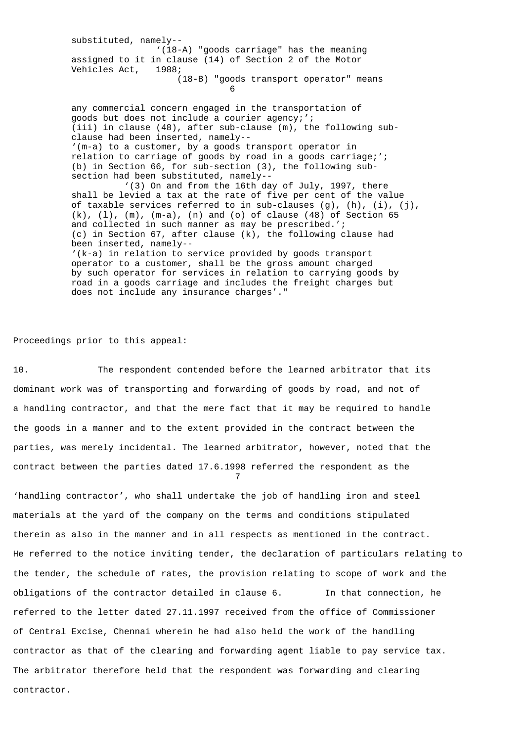substituted, namely--

'(18-A) "goods carriage" has the meaning assigned to it in clause (14) of Section 2 of the Motor Vehicles Act, 1988;

(18-B) "goods transport operator" means any commercial concern engaged in the transportation of goods but does not include a courier agency;';

(iii) in clause (48), after sub-clause (m), the following sub-clause had been inserted, namely--

'(m-a) to a customer, by a goods transport operator in relation to carriage of goods by road in a goods carriage;';

(b) in Section 66, for sub-section (3), the following sub-section had been substituted, namely--

'(3) On and from the 16th day of July, 1997, there shall be levied a tax at the rate of five per cent of the value of taxable services referred to in sub-clauses (g), (h), (i), (j), (k), (l), (m), (m-a), (n) and (o) of clause (48) of Section 65 and collected in such manner as may be prescribed.';

(c) in Section 67, after clause (k), the following clause had been inserted, namely--

'(k-a) in relation to service provided by goods transport operator to a customer, shall be the gross amount charged by such operator for services in relation to carrying goods by road in a goods carriage and includes the freight charges but does not include any insurance charges'."

Proceedings prior to this appeal:

10. The respondent contended before the learned arbitrator that its dominant work was of transporting and forwarding of goods by road, and not of a handling contractor, and that the mere fact that it may be required to handle the goods in a manner and to the extent provided in the contract between the parties, was merely incidental. The learned arbitrator, however, noted that the contract between the parties dated 17.6.1998 referred the respondent as the 'handling contractor', who shall undertake the job of handling iron and steel materials at the yard of the company on the terms and conditions stipulated therein as also in the manner and in all respects as mentioned in the contract. He referred to the notice inviting tender, the declaration of particulars relating to the tender, the schedule of rates, the provision relating to scope of work and the obligations of the contractor detailed in clause 6. In that connection, he referred to the letter dated 27.11.1997 received from the office of Commissioner of Central Excise, Chennai wherein he had also held the work of the handling contractor as that of the clearing and forwarding agent liable to pay service tax. The arbitrator therefore held that the respondent was forwarding and clearing contractor.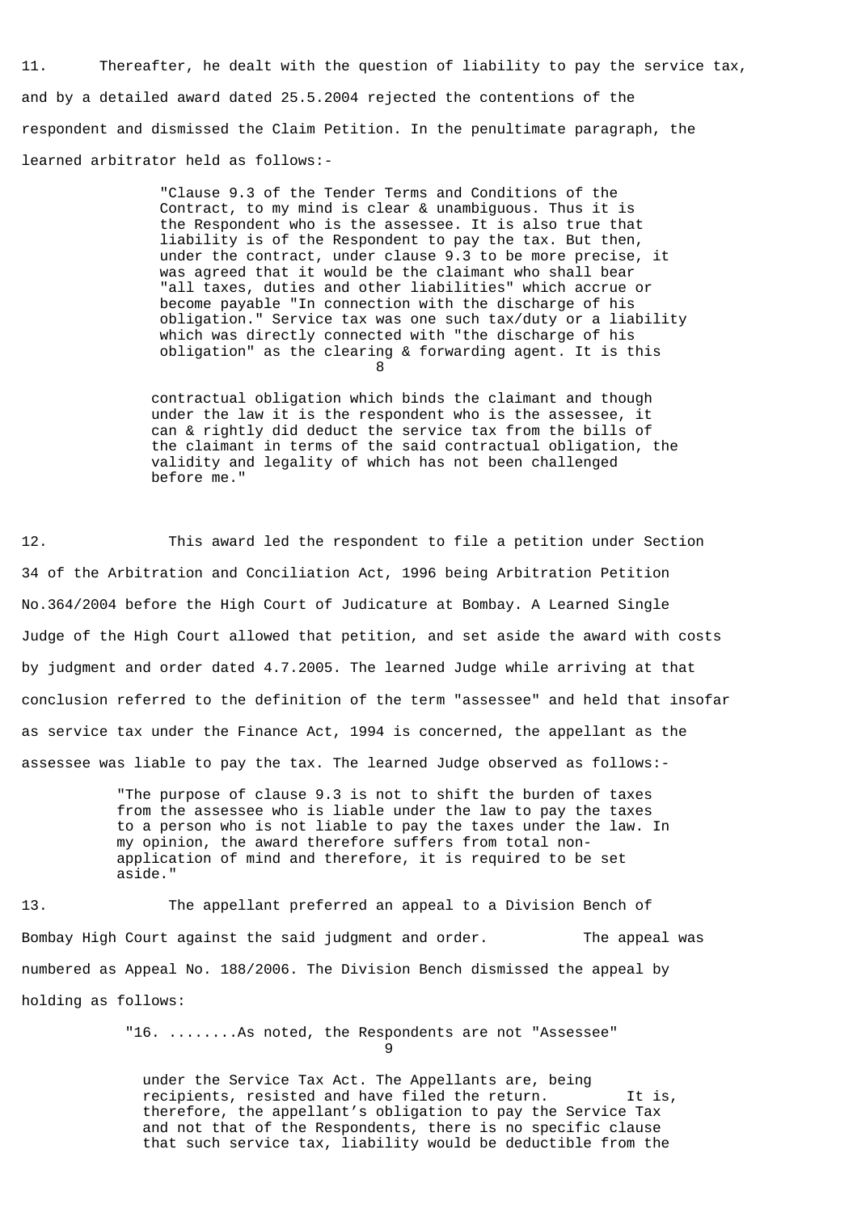11. Thereafter, he dealt with the question of liability to pay the service tax, and by a detailed award dated 25.5.2004 rejected the contentions of the respondent and dismissed the Claim Petition. In the penultimate paragraph, the learned arbitrator held as follows:-

> "Clause 9.3 of the Tender Terms and Conditions of the Contract, to my mind is clear & unambiguous. Thus it is the Respondent who is the assessee. It is also true that liability is of the Respondent to pay the tax. But then, under the contract, under clause 9.3 to be more precise, it was agreed that it would be the claimant who shall bear "all taxes, duties and other liabilities" which accrue or become payable "In connection with the discharge of his obligation." Service tax was one such tax/duty or a liability which was directly connected with "the discharge of his obligation" as the clearing & forwarding agent. It is this contractual obligation which binds the claimant and though under the law it is the respondent who is the assessee, it can & rightly did deduct the service tax from the bills of the claimant in terms of the said contractual obligation, the validity and legality of which has not been challenged before me."

12. This award led the respondent to file a petition under Section 34 of the Arbitration and Conciliation Act, 1996 being Arbitration Petition No.364/2004 before the High Court of Judicature at Bombay. A Learned Single Judge of the High Court allowed that petition, and set aside the award with costs by judgment and order dated 4.7.2005. The learned Judge while arriving at that conclusion referred to the definition of the term "assessee" and held that insofar as service tax under the Finance Act, 1994 is concerned, the appellant as the assessee was liable to pay the tax. The learned Judge observed as follows:-

> "The purpose of clause 9.3 is not to shift the burden of taxes from the assessee who is liable under the law to pay the taxes to a person who is not liable to pay the taxes under the law. In my opinion, the award therefore suffers from total non-application of mind and therefore, it is required to be set aside."

13. The appellant preferred an appeal to a Division Bench of Bombay High Court against the said judgment and order. The appeal was numbered as Appeal No. 188/2006. The Division Bench dismissed the appeal by holding as follows:

> "16. ........As noted, the Respondents are not "Assessee" under the Service Tax Act. The Appellants are, being recipients, resisted and have filed the return. It is, therefore, the appellant's obligation to pay the Service Tax and not that of the Respondents, there is no specific clause that such service tax, liability would be deductible from the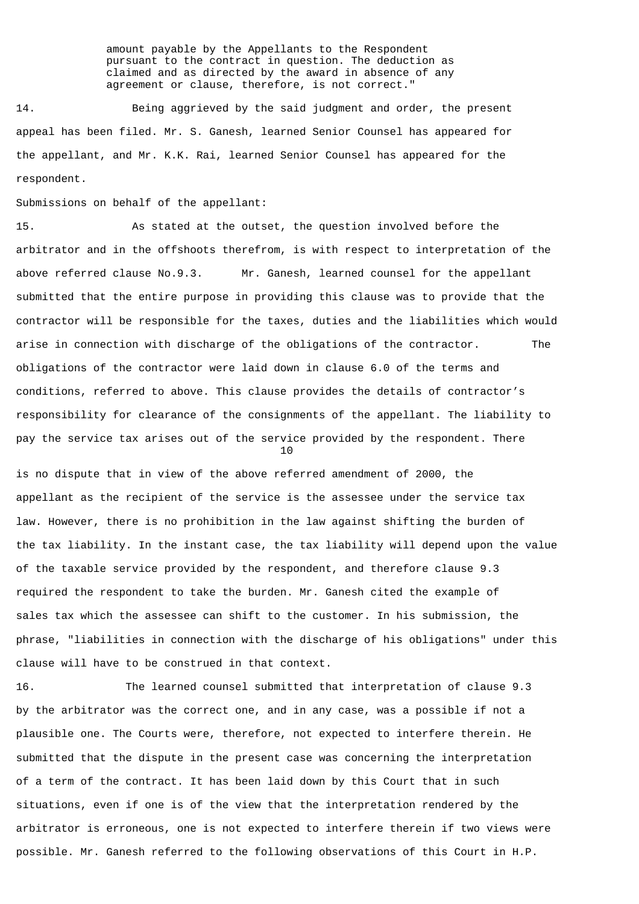> amount payable by the Appellants to the Respondent pursuant to the contract in question. The deduction as claimed and as directed by the award in absence of any agreement or clause, therefore, is not correct."

14. Being aggrieved by the said judgment and order, the present appeal has been filed. Mr. S. Ganesh, learned Senior Counsel has appeared for the appellant, and Mr. K.K. Rai, learned Senior Counsel has appeared for the respondent.

Submissions on behalf of the appellant:

15. As stated at the outset, the question involved before the arbitrator and in the offshoots therefrom, is with respect to interpretation of the above referred clause No.9.3. Mr. Ganesh, learned counsel for the appellant submitted that the entire purpose in providing this clause was to provide that the contractor will be responsible for the taxes, duties and the liabilities which would arise in connection with discharge of the obligations of the contractor. The obligations of the contractor were laid down in clause 6.0 of the terms and conditions, referred to above. This clause provides the details of contractor's responsibility for clearance of the consignments of the appellant. The liability to pay the service tax arises out of the service provided by the respondent. There is no dispute that in view of the above referred amendment of 2000, the appellant as the recipient of the service is the assessee under the service tax law. However, there is no prohibition in the law against shifting the burden of the tax liability. In the instant case, the tax liability will depend upon the value of the taxable service provided by the respondent, and therefore clause 9.3 required the respondent to take the burden. Mr. Ganesh cited the example of sales tax which the assessee can shift to the customer. In his submission, the phrase, "liabilities in connection with the discharge of his obligations" under this clause will have to be construed in that context.

16. The learned counsel submitted that interpretation of clause 9.3 by the arbitrator was the correct one, and in any case, was a possible if not a plausible one. The Courts were, therefore, not expected to interfere therein. He submitted that the dispute in the present case was concerning the interpretation of a term of the contract. It has been laid down by this Court that in such situations, even if one is of the view that the interpretation rendered by the arbitrator is erroneous, one is not expected to interfere therein if two views were possible. Mr. Ganesh referred to the following observations of this Court in H.P.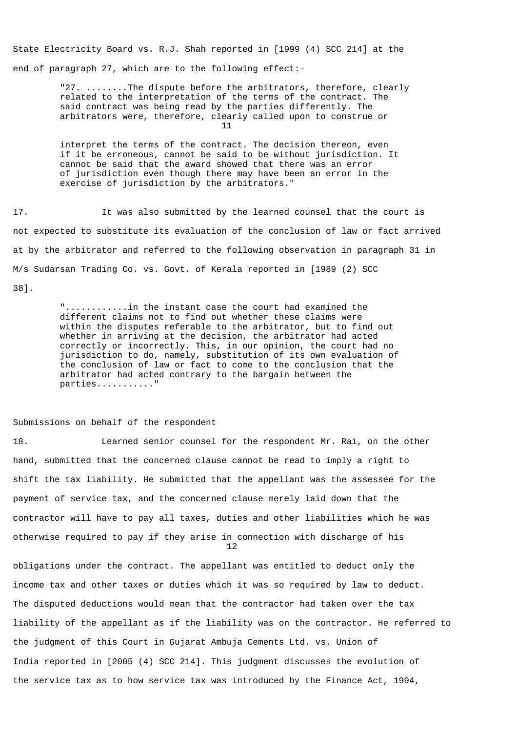State Electricity Board vs. R.J. Shah reported in [1999 (4) SCC 214] at the end of paragraph 27, which are to the following effect:-

> "27. ........The dispute before the arbitrators, therefore, clearly related to the interpretation of the terms of the contract. The said contract was being read by the parties differently. The arbitrators were, therefore, clearly called upon to construe or interpret the terms of the contract. The decision thereon, even if it be erroneous, cannot be said to be without jurisdiction. It cannot be said that the award showed that there was an error of jurisdiction even though there may have been an error in the exercise of jurisdiction by the arbitrators."

17. It was also submitted by the learned counsel that the court is not expected to substitute its evaluation of the conclusion of law or fact arrived at by the arbitrator and referred to the following observation in paragraph 31 in M/s Sudarsan Trading Co. vs. Govt. of Kerala reported in [1989 (2) SCC 38].

> "...........in the instant case the court had examined the different claims not to find out whether these claims were within the disputes referable to the arbitrator, but to find out whether in arriving at the decision, the arbitrator had acted correctly or incorrectly. This, in our opinion, the court had no jurisdiction to do, namely, substitution of its own evaluation of the conclusion of law or fact to come to the conclusion that the arbitrator had acted contrary to the bargain between the parties.........."

Submissions on behalf of the respondent

18. Learned senior counsel for the respondent Mr. Rai, on the other hand, submitted that the concerned clause cannot be read to imply a right to shift the tax liability. He submitted that the appellant was the assessee for the payment of service tax, and the concerned clause merely laid down that the contractor will have to pay all taxes, duties and other liabilities which he was otherwise required to pay if they arise in connection with discharge of his obligations under the contract. The appellant was entitled to deduct only the income tax and other taxes or duties which it was so required by law to deduct. The disputed deductions would mean that the contractor had taken over the tax liability of the appellant as if the liability was on the contractor. He referred to the judgment of this Court in Gujarat Ambuja Cements Ltd. vs. Union of India reported in [2005 (4) SCC 214]. This judgment discusses the evolution of the service tax as to how service tax was introduced by the Finance Act, 1994,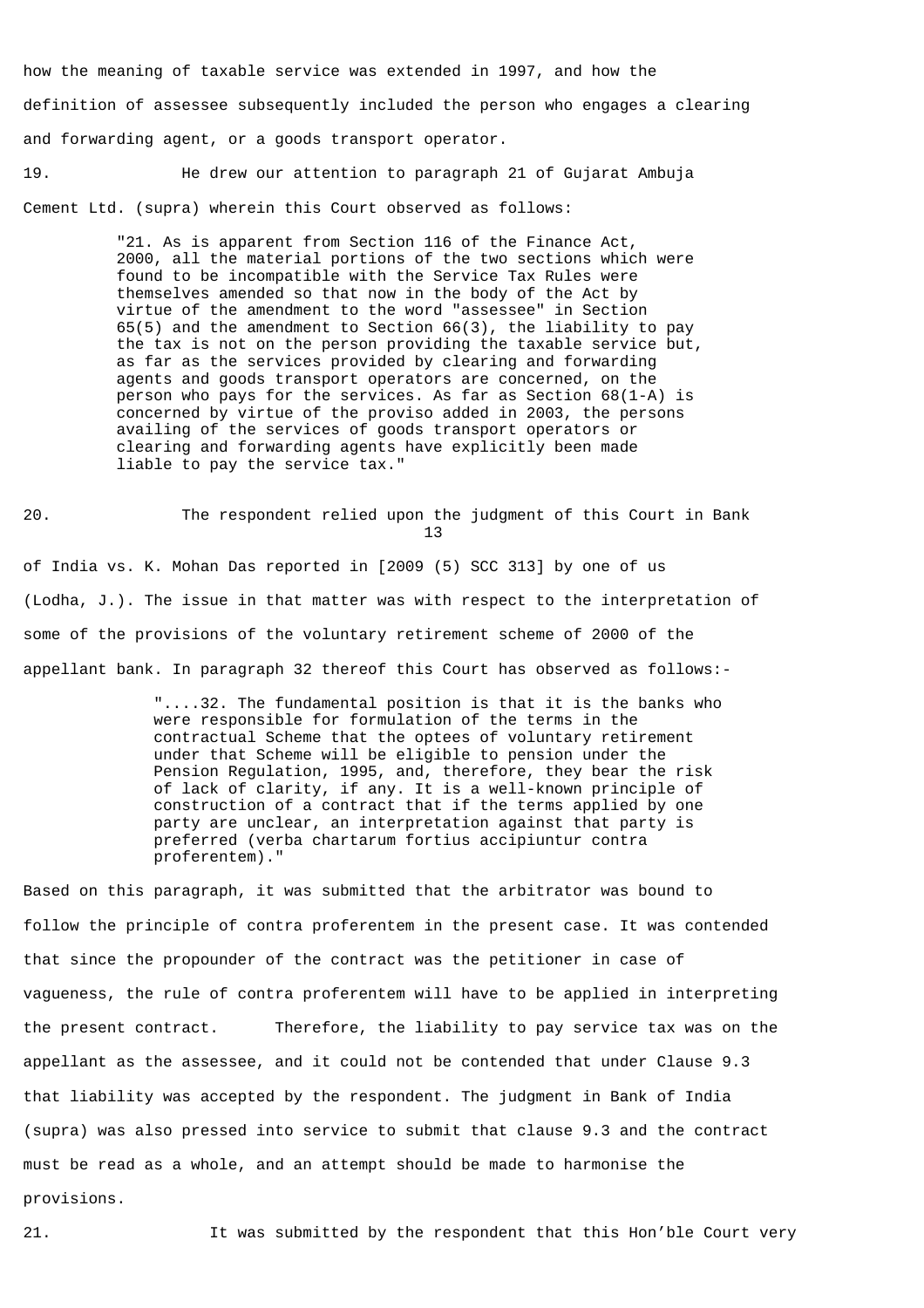how the meaning of taxable service was extended in 1997, and how the definition of assessee subsequently included the person who engages a clearing and forwarding agent, or a goods transport operator.

19. He drew our attention to paragraph 21 of Gujarat Ambuja Cement Ltd. (supra) wherein this Court observed as follows:

> "21. As is apparent from Section 116 of the Finance Act, 2000, all the material portions of the two sections which were found to be incompatible with the Service Tax Rules were themselves amended so that now in the body of the Act by virtue of the amendment to the word "assessee" in Section 65(5) and the amendment to Section 66(3), the liability to pay the tax is not on the person providing the taxable service but, as far as the services provided by clearing and forwarding agents and goods transport operators are concerned, on the person who pays for the services. As far as Section 68(1-A) is concerned by virtue of the proviso added in 2003, the persons availing of the services of goods transport operators or clearing and forwarding agents have explicitly been made liable to pay the service tax."

20. The respondent relied upon the judgment of this Court in Bank of India vs. K. Mohan Das reported in [2009 (5) SCC 313] by one of us (Lodha, J.). The issue in that matter was with respect to the interpretation of some of the provisions of the voluntary retirement scheme of 2000 of the appellant bank. In paragraph 32 thereof this Court has observed as follows:-

> "....32. The fundamental position is that it is the banks who were responsible for formulation of the terms in the contractual Scheme that the optees of voluntary retirement under that Scheme will be eligible to pension under the Pension Regulation, 1995, and, therefore, they bear the risk of lack of clarity, if any. It is a well-known principle of construction of a contract that if the terms applied by one party are unclear, an interpretation against that party is preferred (verba chartarum fortius accipiuntur contra proferentem)."

Based on this paragraph, it was submitted that the arbitrator was bound to follow the principle of contra proferentem in the present case. It was contended that since the propounder of the contract was the petitioner in case of vagueness, the rule of contra proferentem will have to be applied in interpreting the present contract. Therefore, the liability to pay service tax was on the appellant as the assessee, and it could not be contended that under Clause 9.3 that liability was accepted by the respondent. The judgment in Bank of India (supra) was also pressed into service to submit that clause 9.3 and the contract must be read as a whole, and an attempt should be made to harmonise the provisions.

21. It was submitted by the respondent that this Hon'ble Court very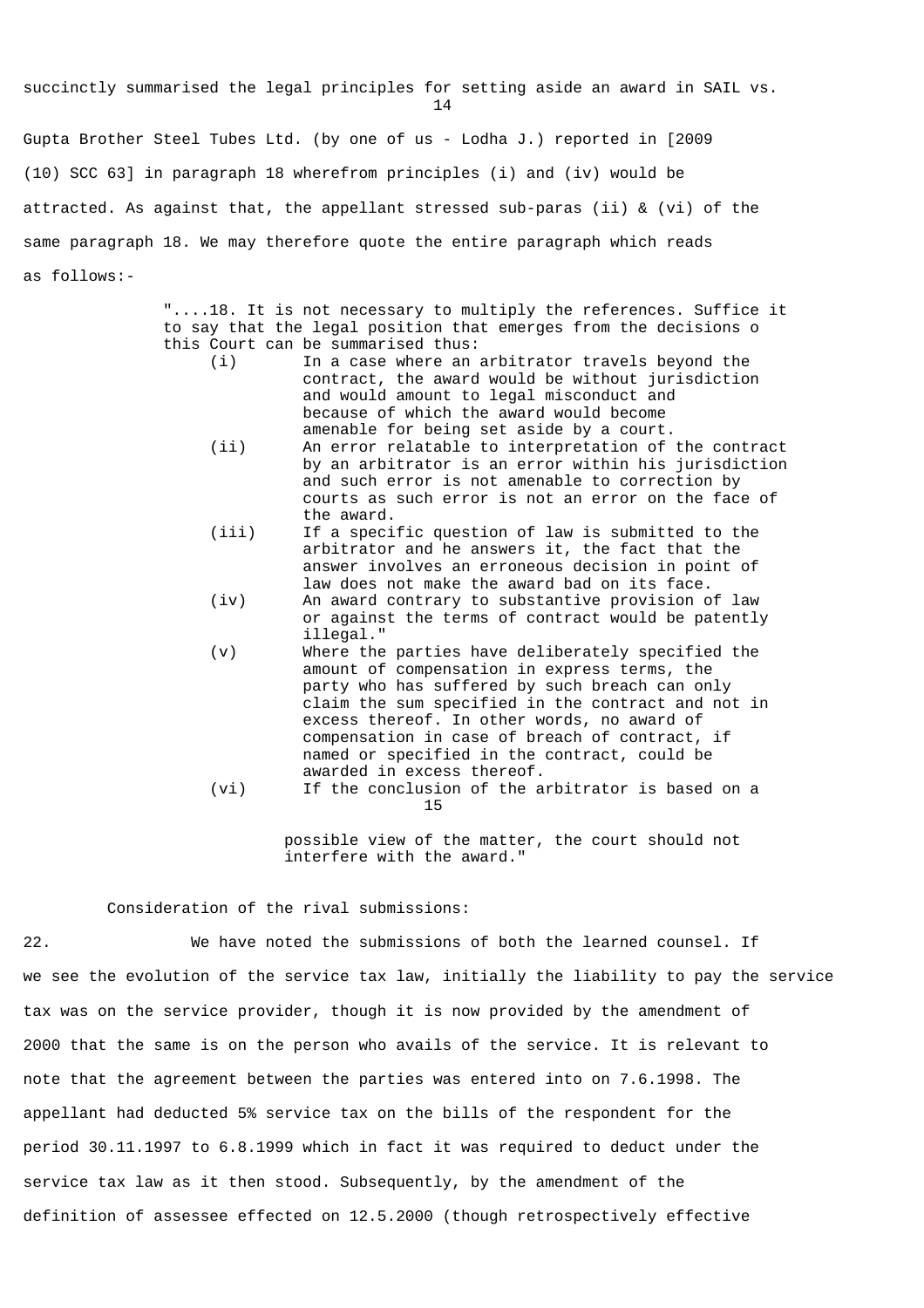succinctly summarised the legal principles for setting aside an award in SAIL vs. Gupta Brother Steel Tubes Ltd. (by one of us - Lodha J.) reported in [2009 (10) SCC 63] in paragraph 18 wherefrom principles (i) and (iv) would be attracted. As against that, the appellant stressed sub-paras (ii) & (vi) of the same paragraph 18. We may therefore quote the entire paragraph which reads as follows:-

> "....18. It is not necessary to multiply the references. Suffice it to say that the legal position that emerges from the decisions o this Court can be summarised thus:
>
> (i) In a case where an arbitrator travels beyond the contract, the award would be without jurisdiction and would amount to legal misconduct and because of which the award would become amenable for being set aside by a court.
>
> (ii) An error relatable to interpretation of the contract by an arbitrator is an error within his jurisdiction and such error is not amenable to correction by courts as such error is not an error on the face of the award.
>
> (iii) If a specific question of law is submitted to the arbitrator and he answers it, the fact that the answer involves an erroneous decision in point of law does not make the award bad on its face.
>
> (iv) An award contrary to substantive provision of law or against the terms of contract would be patently illegal."
>
> (v) Where the parties have deliberately specified the amount of compensation in express terms, the party who has suffered by such breach can only claim the sum specified in the contract and not in excess thereof. In other words, no award of compensation in case of breach of contract, if named or specified in the contract, could be awarded in excess thereof.
>
> (vi) If the conclusion of the arbitrator is based on a possible view of the matter, the court should not interfere with the award."

Consideration of the rival submissions:

22. We have noted the submissions of both the learned counsel. If we see the evolution of the service tax law, initially the liability to pay the service tax was on the service provider, though it is now provided by the amendment of 2000 that the same is on the person who avails of the service. It is relevant to note that the agreement between the parties was entered into on 7.6.1998. The appellant had deducted 5% service tax on the bills of the respondent for the period 30.11.1997 to 6.8.1999 which in fact it was required to deduct under the service tax law as it then stood. Subsequently, by the amendment of the definition of assessee effected on 12.5.2000 (though retrospectively effective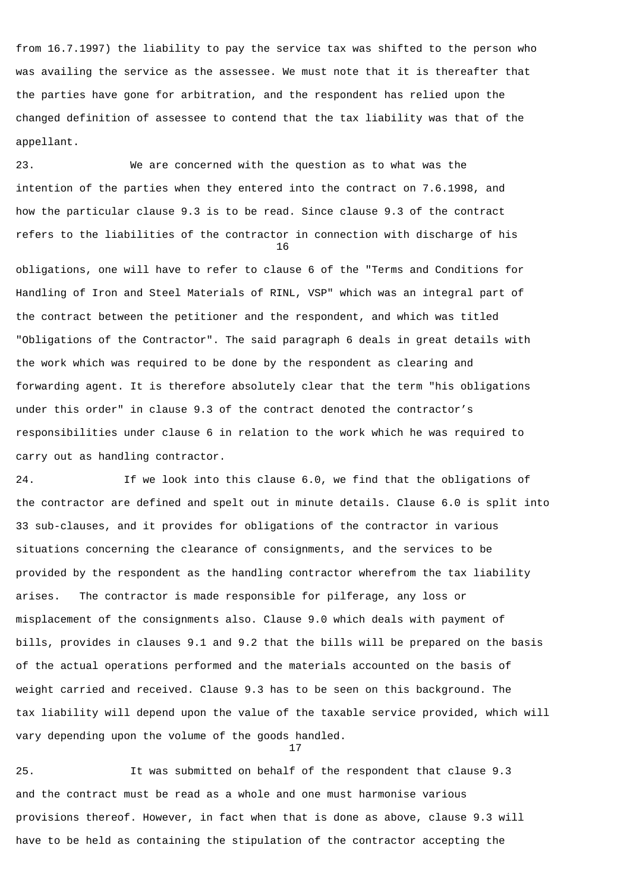from 16.7.1997) the liability to pay the service tax was shifted to the person who was availing the service as the assessee. We must note that it is thereafter that the parties have gone for arbitration, and the respondent has relied upon the changed definition of assessee to contend that the tax liability was that of the appellant.

23. We are concerned with the question as to what was the intention of the parties when they entered into the contract on 7.6.1998, and how the particular clause 9.3 is to be read. Since clause 9.3 of the contract refers to the liabilities of the contractor in connection with discharge of his obligations, one will have to refer to clause 6 of the "Terms and Conditions for Handling of Iron and Steel Materials of RINL, VSP" which was an integral part of the contract between the petitioner and the respondent, and which was titled "Obligations of the Contractor". The said paragraph 6 deals in great details with the work which was required to be done by the respondent as clearing and forwarding agent. It is therefore absolutely clear that the term "his obligations under this order" in clause 9.3 of the contract denoted the contractor's responsibilities under clause 6 in relation to the work which he was required to carry out as handling contractor.

24. If we look into this clause 6.0, we find that the obligations of the contractor are defined and spelt out in minute details. Clause 6.0 is split into 33 sub-clauses, and it provides for obligations of the contractor in various situations concerning the clearance of consignments, and the services to be provided by the respondent as the handling contractor wherefrom the tax liability arises. The contractor is made responsible for pilferage, any loss or misplacement of the consignments also. Clause 9.0 which deals with payment of bills, provides in clauses 9.1 and 9.2 that the bills will be prepared on the basis of the actual operations performed and the materials accounted on the basis of weight carried and received. Clause 9.3 has to be seen on this background. The tax liability will depend upon the value of the taxable service provided, which will vary depending upon the volume of the goods handled.

25. It was submitted on behalf of the respondent that clause 9.3 and the contract must be read as a whole and one must harmonise various provisions thereof. However, in fact when that is done as above, clause 9.3 will have to be held as containing the stipulation of the contractor accepting the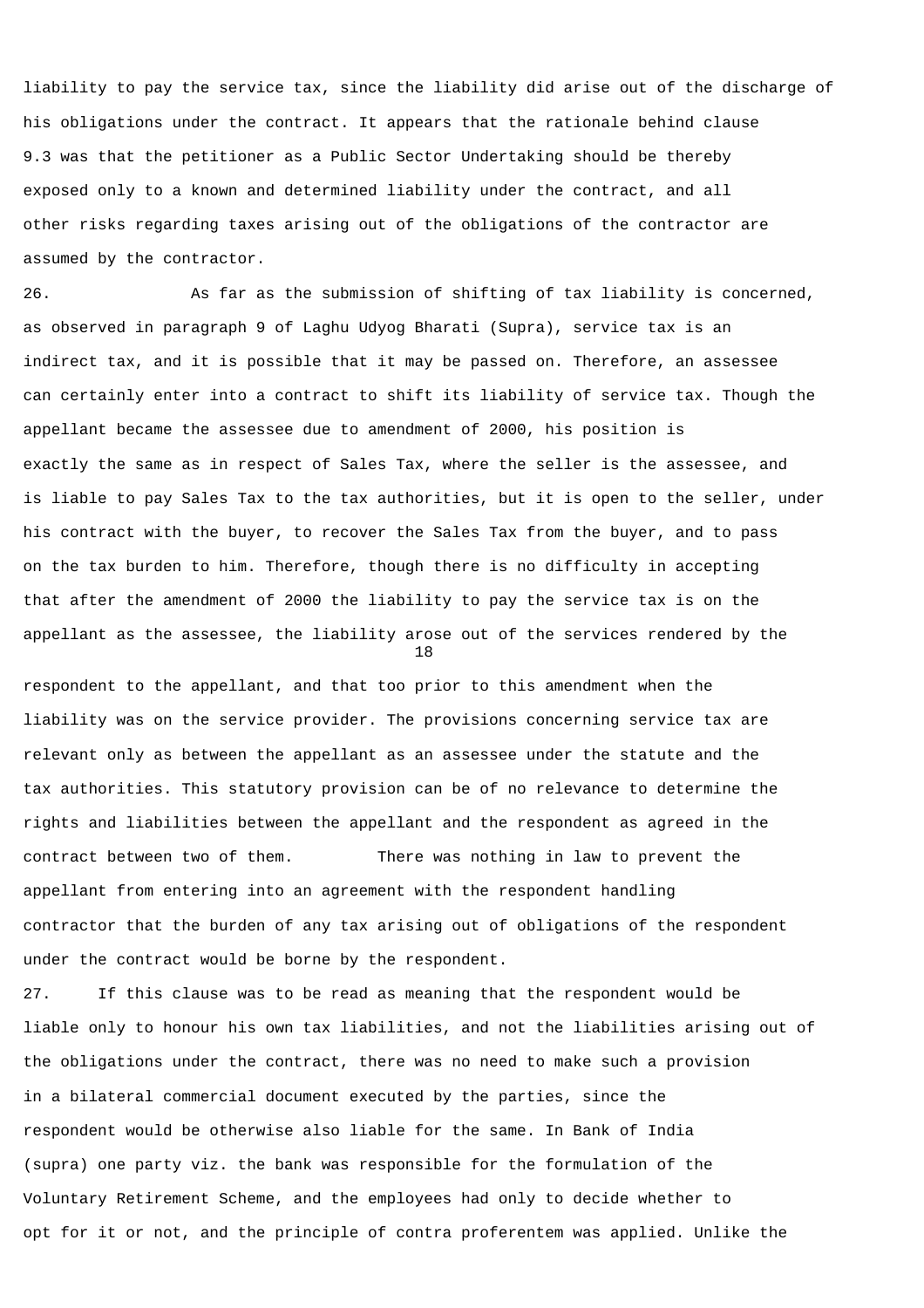liability to pay the service tax, since the liability did arise out of the discharge of his obligations under the contract. It appears that the rationale behind clause 9.3 was that the petitioner as a Public Sector Undertaking should be thereby exposed only to a known and determined liability under the contract, and all other risks regarding taxes arising out of the obligations of the contractor are assumed by the contractor.

26. As far as the submission of shifting of tax liability is concerned, as observed in paragraph 9 of Laghu Udyog Bharati (Supra), service tax is an indirect tax, and it is possible that it may be passed on. Therefore, an assessee can certainly enter into a contract to shift its liability of service tax. Though the appellant became the assessee due to amendment of 2000, his position is exactly the same as in respect of Sales Tax, where the seller is the assessee, and is liable to pay Sales Tax to the tax authorities, but it is open to the seller, under his contract with the buyer, to recover the Sales Tax from the buyer, and to pass on the tax burden to him. Therefore, though there is no difficulty in accepting that after the amendment of 2000 the liability to pay the service tax is on the appellant as the assessee, the liability arose out of the services rendered by the respondent to the appellant, and that too prior to this amendment when the liability was on the service provider. The provisions concerning service tax are relevant only as between the appellant as an assessee under the statute and the tax authorities. This statutory provision can be of no relevance to determine the rights and liabilities between the appellant and the respondent as agreed in the contract between two of them. There was nothing in law to prevent the appellant from entering into an agreement with the respondent handling contractor that the burden of any tax arising out of obligations of the respondent under the contract would be borne by the respondent.

27. If this clause was to be read as meaning that the respondent would be liable only to honour his own tax liabilities, and not the liabilities arising out of the obligations under the contract, there was no need to make such a provision in a bilateral commercial document executed by the parties, since the respondent would be otherwise also liable for the same. In Bank of India (supra) one party viz. the bank was responsible for the formulation of the Voluntary Retirement Scheme, and the employees had only to decide whether to opt for it or not, and the principle of contra proferentem was applied. Unlike the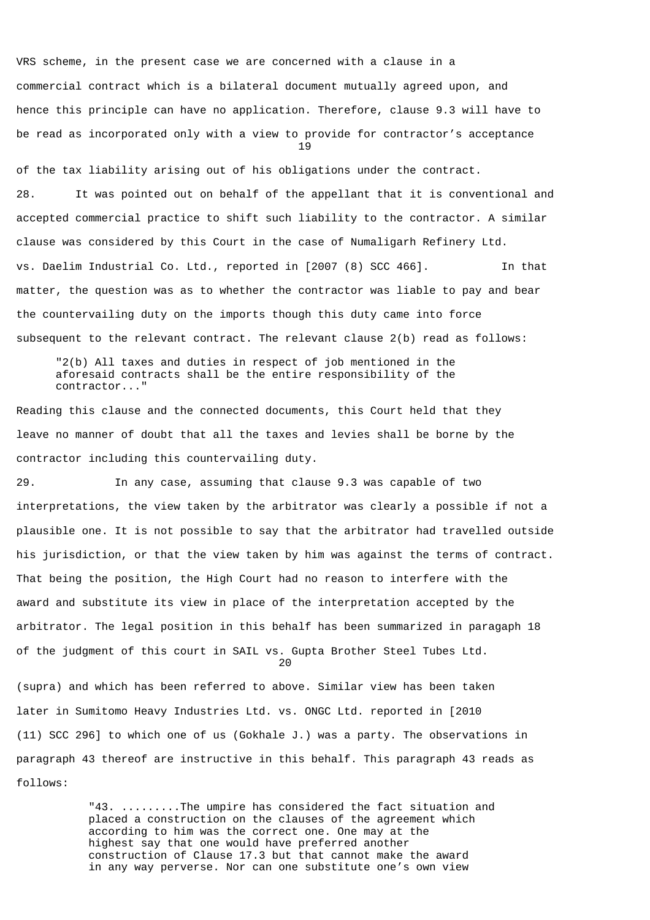VRS scheme, in the present case we are concerned with a clause in a commercial contract which is a bilateral document mutually agreed upon, and hence this principle can have no application. Therefore, clause 9.3 will have to be read as incorporated only with a view to provide for contractor's acceptance of the tax liability arising out of his obligations under the contract.

28. It was pointed out on behalf of the appellant that it is conventional and accepted commercial practice to shift such liability to the contractor. A similar clause was considered by this Court in the case of Numaligarh Refinery Ltd. vs. Daelim Industrial Co. Ltd., reported in [2007 (8) SCC 466]. In that matter, the question was as to whether the contractor was liable to pay and bear the countervailing duty on the imports though this duty came into force subsequent to the relevant contract. The relevant clause 2(b) read as follows:

> "2(b) All taxes and duties in respect of job mentioned in the aforesaid contracts shall be the entire responsibility of the contractor..."

Reading this clause and the connected documents, this Court held that they leave no manner of doubt that all the taxes and levies shall be borne by the contractor including this countervailing duty.

29. In any case, assuming that clause 9.3 was capable of two interpretations, the view taken by the arbitrator was clearly a possible if not a plausible one. It is not possible to say that the arbitrator had travelled outside his jurisdiction, or that the view taken by him was against the terms of contract. That being the position, the High Court had no reason to interfere with the award and substitute its view in place of the interpretation accepted by the arbitrator. The legal position in this behalf has been summarized in paragaph 18 of the judgment of this court in SAIL vs. Gupta Brother Steel Tubes Ltd. (supra) and which has been referred to above. Similar view has been taken later in Sumitomo Heavy Industries Ltd. vs. ONGC Ltd. reported in [2010 (11) SCC 296] to which one of us (Gokhale J.) was a party. The observations in paragraph 43 thereof are instructive in this behalf. This paragraph 43 reads as follows:

> "43. .........The umpire has considered the fact situation and placed a construction on the clauses of the agreement which according to him was the correct one. One may at the highest say that one would have preferred another construction of Clause 17.3 but that cannot make the award in any way perverse. Nor can one substitute one's own view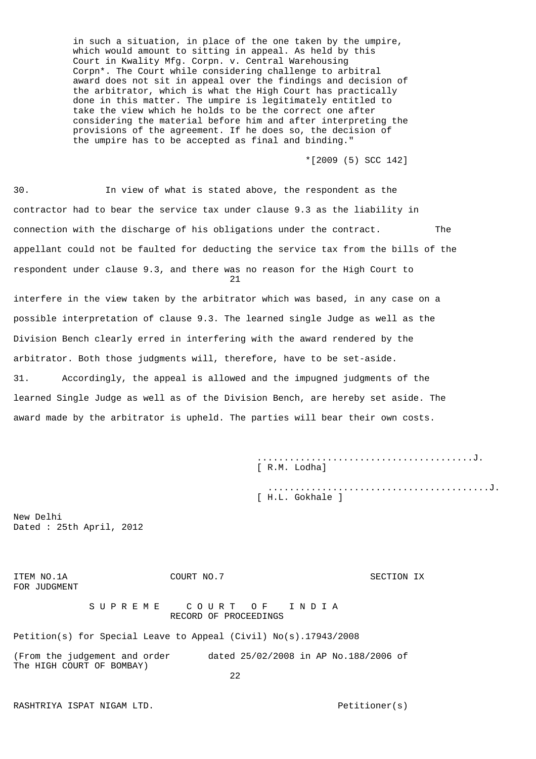> in such a situation, in place of the one taken by the umpire, which would amount to sitting in appeal. As held by this Court in Kwality Mfg. Corpn. v. Central Warehousing Corpn*. The Court while considering challenge to arbitral award does not sit in appeal over the findings and decision of the arbitrator, which is what the High Court has practically done in this matter. The umpire is legitimately entitled to take the view which he holds to be the correct one after considering the material before him and after interpreting the provisions of the agreement. If he does so, the decision of the umpire has to be accepted as final and binding."
>
> *[2009 (5) SCC 142]

30. In view of what is stated above, the respondent as the contractor had to bear the service tax under clause 9.3 as the liability in connection with the discharge of his obligations under the contract. The appellant could not be faulted for deducting the service tax from the bills of the respondent under clause 9.3, and there was no reason for the High Court to interfere in the view taken by the arbitrator which was based, in any case on a possible interpretation of clause 9.3. The learned single Judge as well as the Division Bench clearly erred in interfering with the award rendered by the arbitrator. Both those judgments will, therefore, have to be set-aside.

31. Accordingly, the appeal is allowed and the impugned judgments of the learned Single Judge as well as of the Division Bench, are hereby set aside. The award made by the arbitrator is upheld. The parties will bear their own costs.

.......................................J.
[ R.M. Lodha]

.......................................J.
[ H.L. Gokhale ]

New Delhi
Dated : 25th April, 2012

ITEM NO.1A COURT NO.7 SECTION IX
FOR JUDGMENT

S U P R E M E C O U R T O F I N D I A
RECORD OF PROCEEDINGS

Petition(s) for Special Leave to Appeal (Civil) No(s).17943/2008

(From the judgement and order dated 25/02/2008 in AP No.188/2006 of The HIGH COURT OF BOMBAY)

RASHTRIYA ISPAT NIGAM LTD. Petitioner(s)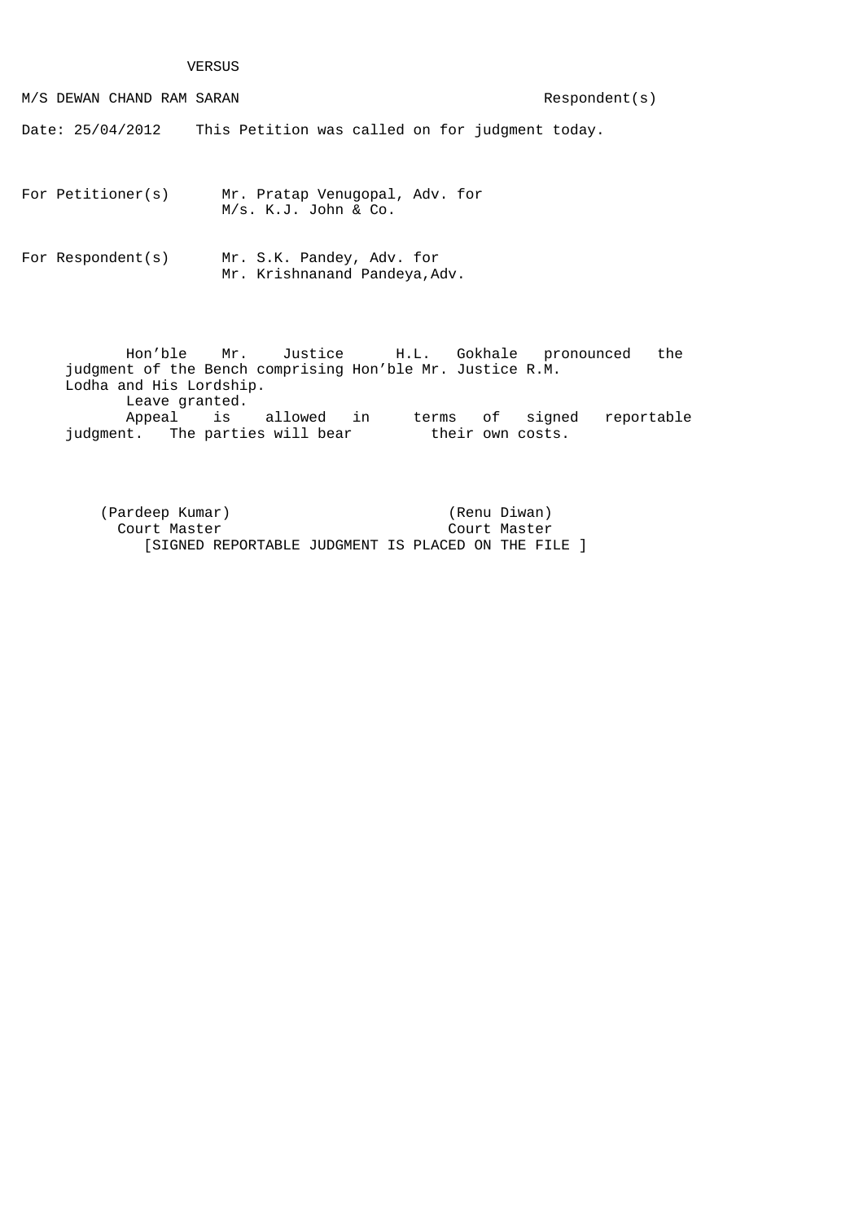VERSUS

M/S DEWAN CHAND RAM SARAN Respondent(s)

Date: 25/04/2012 This Petition was called on for judgment today.

For Petitioner(s) Mr. Pratap Venugopal, Adv. for
M/s. K.J. John & Co.

For Respondent(s) Mr. S.K. Pandey, Adv. for
Mr. Krishnanand Pandeya,Adv.

Hon'ble Mr. Justice H.L. Gokhale pronounced the judgment of the Bench comprising Hon'ble Mr. Justice R.M. Lodha and His Lordship.

Leave granted.

Appeal is allowed in terms of signed reportable judgment. The parties will bear their own costs.

(Pardeep Kumar)
Court Master

(Renu Diwan)
Court Master

[SIGNED REPORTABLE JUDGMENT IS PLACED ON THE FILE ]